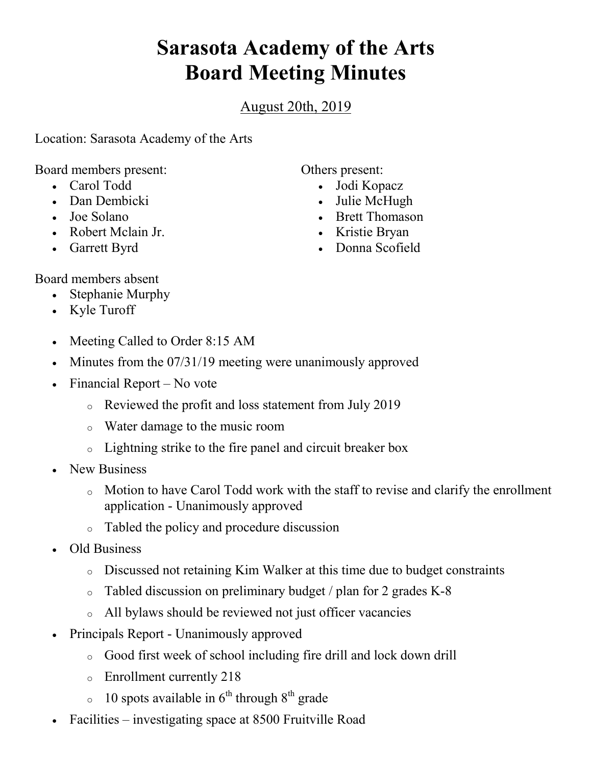# Sarasota Academy of the Arts
# Board Meeting Minutes

August 20th, 2019

Location: Sarasota Academy of the Arts

Board members present:

- Carol Todd
- Dan Dembicki
- Joe Solano
- Robert Mclain Jr.
- Garrett Byrd

Others present:

- Jodi Kopacz
- Julie McHugh
- Brett Thomason
- Kristie Bryan
- Donna Scofield

Board members absent

- Stephanie Murphy
- Kyle Turoff

- Meeting Called to Order 8:15 AM
- Minutes from the 07/31/19 meeting were unanimously approved
- Financial Report – No vote
  - Reviewed the profit and loss statement from July 2019
  - Water damage to the music room
  - Lightning strike to the fire panel and circuit breaker box
- New Business
  - Motion to have Carol Todd work with the staff to revise and clarify the enrollment application - Unanimously approved
  - Tabled the policy and procedure discussion
- Old Business
  - Discussed not retaining Kim Walker at this time due to budget constraints
  - Tabled discussion on preliminary budget / plan for 2 grades K-8
  - All bylaws should be reviewed not just officer vacancies
- Principals Report - Unanimously approved
  - Good first week of school including fire drill and lock down drill
  - Enrollment currently 218
  - 10 spots available in 6th through 8th grade
- Facilities – investigating space at 8500 Fruitville Road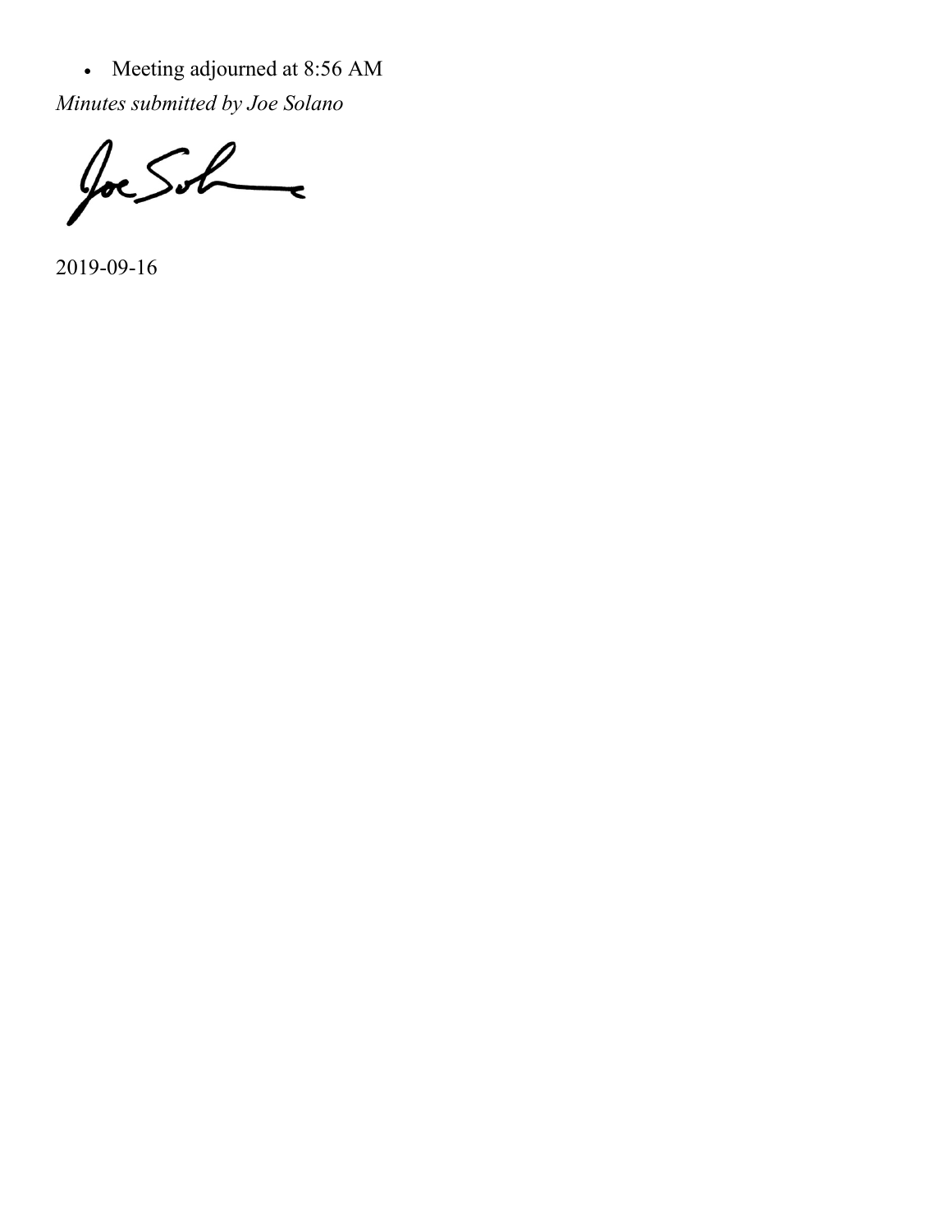- Meeting adjourned at 8:56 AM

*Minutes submitted by Joe Solano*

2019-09-16